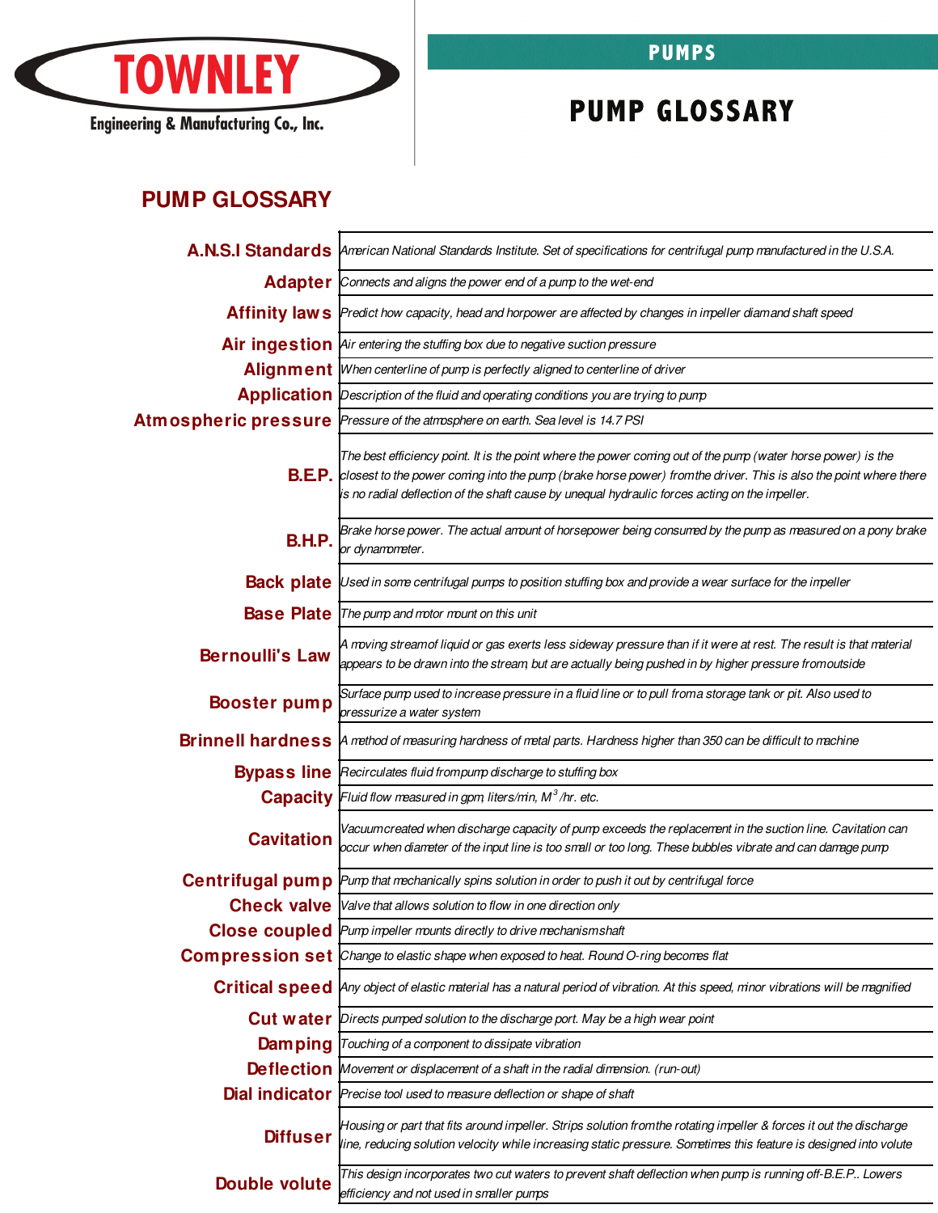# TOWNLEY

Engineering & Manufacturing Co., Inc.

## PUMPS

# PUMP GLOSSARY

## PUMP GLOSSARY

| Term | Definition |
|---|---|
| **A.N.S.I Standards** | *American National Standards Institute. Set of specifications for centrifugal pump manufactured in the U.S.A.* |
| **Adapter** | *Connects and aligns the power end of a pump to the wet-end* |
| **Affinity laws** | *Predict how capacity, head and horpower are affected by changes in impeller diamand shaft speed* |
| **Air ingestion** | *Air entering the stuffing box due to negative suction pressure* |
| **Alignment** | *When centerline of pump is perfectly aligned to centerline of driver* |
| **Application** | *Description of the fluid and operating conditions you are trying to pump* |
| **Atmospheric pressure** | *Pressure of the atmosphere on earth. Sea level is 14.7 PSI* |
| **B.E.P.** | *The best efficiency point. It is the point where the power coming out of the pump (water horse power) is the closest to the power coming into the pump (brake horse power) from the driver. This is also the point where there is no radial deflection of the shaft cause by unequal hydraulic forces acting on the impeller.* |
| **B.H.P.** | *Brake horse power. The actual amount of horsepower being consumed by the pump as measured on a pony brake or dynamometer.* |
| **Back plate** | *Used in some centrifugal pumps to position stuffing box and provide a wear surface for the impeller* |
| **Base Plate** | *The pump and motor mount on this unit* |
| **Bernoulli's Law** | *A moving streamof liquid or gas exerts less sideway pressure than if it were at rest. The result is that material appears to be drawn into the stream, but are actually being pushed in by higher pressure fromoutside* |
| **Booster pump** | *Surface pump used to increase pressure in a fluid line or to pull froma storage tank or pit. Also used to pressurize a water system* |
| **Brinnell hardness** | *A method of measuring hardness of metal parts. Hardness higher than 350 can be difficult to machine* |
| **Bypass line** | *Recirculates fluid frompump discharge to stuffing box* |
| **Capacity** | *Fluid flow measured in gpm, liters/min, $M^3$/hr. etc.* |
| **Cavitation** | *Vacuumcreated when discharge capacity of pump exceeds the replacement in the suction line. Cavitation can occur when diameter of the input line is too small or too long. These bubbles vibrate and can damage pump* |
| **Centrifugal pump** | *Pump that mechanically spins solution in order to push it out by centrifugal force* |
| **Check valve** | *Valve that allows solution to flow in one direction only* |
| **Close coupled** | *Pump impeller mounts directly to drive mechanismshaft* |
| **Compression set** | *Change to elastic shape when exposed to heat. Round O-ring becomes flat* |
| **Critical speed** | *Any object of elastic material has a natural period of vibration. At this speed, minor vibrations will be magnified* |
| **Cut water** | *Directs pumped solution to the discharge port. May be a high wear point* |
| **Damping** | *Touching of a component to dissipate vibration* |
| **Deflection** | *Movement or displacement of a shaft in the radial dimension. (run-out)* |
| **Dial indicator** | *Precise tool used to measure deflection or shape of shaft* |
| **Diffuser** | *Housing or part that fits around impeller. Strips solution fromthe rotating impeller & forces it out the discharge line, reducing solution velocity while increasing static pressure. Sometimes this feature is designed into volute* |
| **Double volute** | *This design incorporates two cut waters to prevent shaft deflection when pump is running off-B.E.P.. Lowers efficiency and not used in smaller pumps* |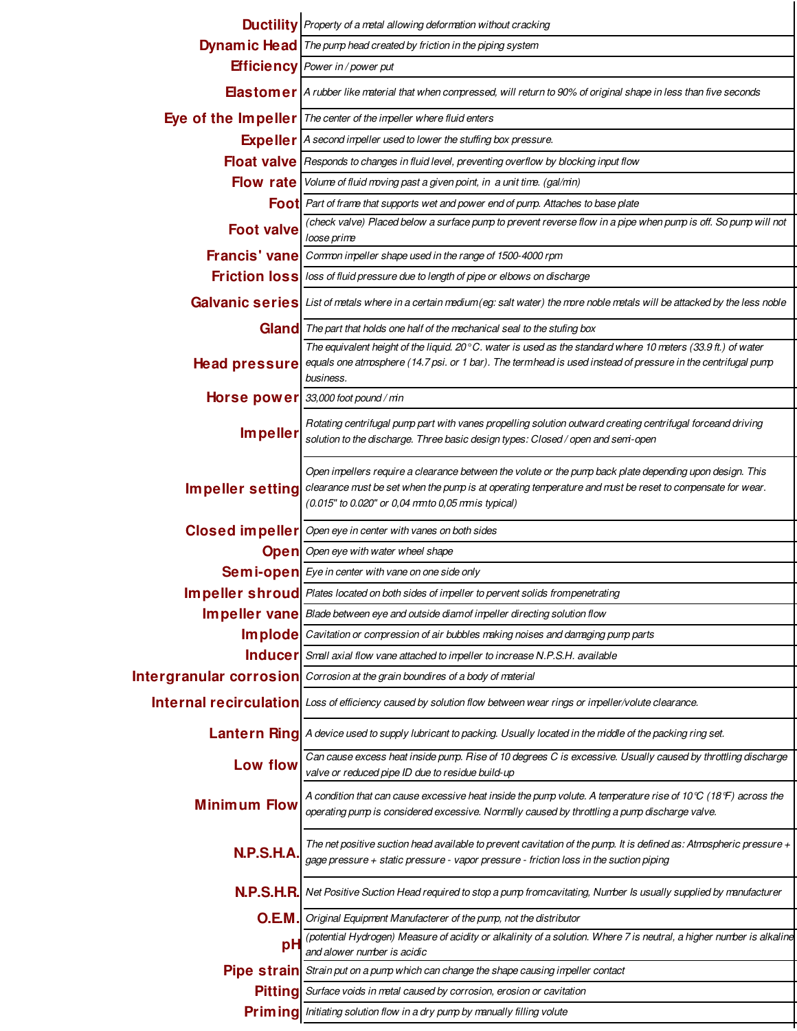| | |
|---|---|
| **Ductility** | *Property of a metal allowing deformation without cracking* |
| **Dynamic Head** | *The pump head created by friction in the piping system* |
| **Efficiency** | *Power in / power put* |
| **Elastomer** | *A rubber like material that when compressed, will return to 90% of original shape in less than five seconds* |
| **Eye of the Impeller** | *The center of the impeller where fluid enters* |
| **Expeller** | *A second impeller used to lower the stuffing box pressure.* |
| **Float valve** | *Responds to changes in fluid level, preventing overflow by blocking input flow* |
| **Flow rate** | *Volume of fluid moving past a given point, in a unit time. (gal/min)* |
| **Foot** | *Part of frame that supports wet and power end of pump. Attaches to base plate* |
| **Foot valve** | *(check valve) Placed below a surface pump to prevent reverse flow in a pipe when pump is off. So pump will not loose prime* |
| **Francis' vane** | *Common impeller shape used in the range of 1500-4000 rpm* |
| **Friction loss** | *loss of fluid pressure due to length of pipe or elbows on discharge* |
| **Galvanic series** | *List of metals where in a certain medium(eg: salt water) the more noble metals will be attacked by the less noble* |
| **Gland** | *The part that holds one half of the mechanical seal to the stufing box* |
| **Head pressure** | *The equivalent height of the liquid. 20°C. water is used as the standard where 10 meters (33.9 ft.) of water equals one atmosphere (14.7 psi. or 1 bar). The term head is used instead of pressure in the centrifugal pump business.* |
| **Horse power** | *33,000 foot pound / min* |
| **Impeller** | *Rotating centrifugal pump part with vanes propelling solution outward creating centrifugal force and driving solution to the discharge. Three basic design types: Closed / open and semi-open* |
| **Impeller setting** | *Open impellers require a clearance between the volute or the pump back plate depending upon design. This clearance must be set when the pump is at operating temperature and must be reset to compensate for wear. (0.015" to 0.020" or 0,04 mm to 0,05 mm is typical)* |
| **Closed impeller** | *Open eye in center with vanes on both sides* |
| **Open** | *Open eye with water wheel shape* |
| **Semi-open** | *Eye in center with vane on one side only* |
| **Impeller shroud** | *Plates located on both sides of impeller to pervent solids from penetrating* |
| **Impeller vane** | *Blade between eye and outside diam of impeller directing solution flow* |
| **Implode** | *Cavitation or compression of air bubbles making noises and damaging pump parts* |
| **Inducer** | *Small axial flow vane attached to impeller to increase N.P.S.H. available* |
| **Intergranular corrosion** | *Corrosion at the grain boundires of a body of material* |
| **Internal recirculation** | *Loss of efficiency caused by solution flow between wear rings or impeller/volute clearance.* |
| **Lantern Ring** | *A device used to supply lubricant to packing. Usually located in the middle of the packing ring set.* |
| **Low flow** | *Can cause excess heat inside pump. Rise of 10 degrees C is excessive. Usually caused by throttling discharge valve or reduced pipe ID due to residue build-up* |
| **Minimum Flow** | *A condition that can cause excessive heat inside the pump volute. A temperature rise of 10°C (18°F) across the operating pump is considered excessive. Normally caused by throttling a pump discharge valve.* |
| **N.P.S.H.A.** | *The net positive suction head available to prevent cavitation of the pump. It is defined as: Atmospheric pressure + gage pressure + static pressure - vapor pressure - friction loss in the suction piping* |
| **N.P.S.H.R.** | *Net Positive Suction Head required to stop a pump from cavitating, Number Is usually supplied by manufacturer* |
| **O.E.M.** | *Original Equipment Manufacterer of the pump, not the distributor* |
| **pH** | *(potential Hydrogen) Measure of acidity or alkalinity of a solution. Where 7 is neutral, a higher number is alkaline and alower number is acidic* |
| **Pipe strain** | *Strain put on a pump which can change the shape causing impeller contact* |
| **Pitting** | *Surface voids in metal caused by corrosion, erosion or cavitation* |
| **Priming** | *Initiating solution flow in a dry pump by manually filling volute* |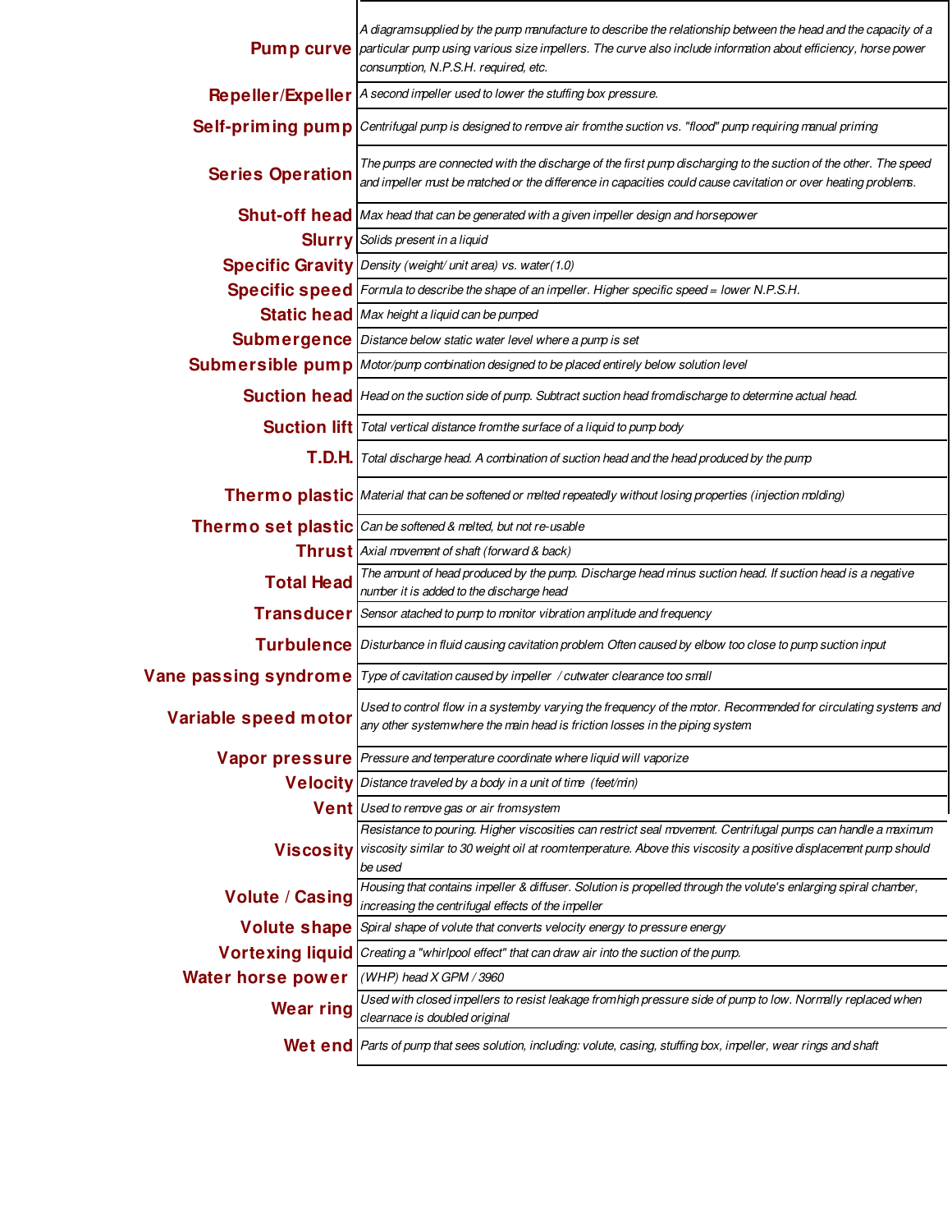| | |
|---|---|
| **Pump curve** | *A diagram supplied by the pump manufacture to describe the relationship between the head and the capacity of a particular pump using various size impellers. The curve also include information about efficiency, horse power consumption, N.P.S.H. required, etc.* |
| **Repeller/Expeller** | *A second impeller used to lower the stuffing box pressure.* |
| **Self-priming pump** | *Centrifugal pump is designed to remove air from the suction vs. "flood" pump requiring manual priming* |
| **Series Operation** | *The pumps are connected with the discharge of the first pump discharging to the suction of the other. The speed and impeller must be matched or the difference in capacities could cause cavitation or over heating problems.* |
| **Shut-off head** | *Max head that can be generated with a given impeller design and horsepower* |
| **Slurry** | *Solids present in a liquid* |
| **Specific Gravity** | *Density (weight/ unit area) vs. water(1.0)* |
| **Specific speed** | *Formula to describe the shape of an impeller. Higher specific speed = lower N.P.S.H.* |
| **Static head** | *Max height a liquid can be pumped* |
| **Submergence** | *Distance below static water level where a pump is set* |
| **Submersible pump** | *Motor/pump combination designed to be placed entirely below solution level* |
| **Suction head** | *Head on the suction side of pump. Subtract suction head from discharge to determine actual head.* |
| **Suction lift** | *Total vertical distance from the surface of a liquid to pump body* |
| **T.D.H.** | *Total discharge head. A combination of suction head and the head produced by the pump* |
| **Thermo plastic** | *Material that can be softened or melted repeatedly without losing properties (injection molding)* |
| **Thermo set plastic** | *Can be softened & melted, but not re-usable* |
| **Thrust** | *Axial movement of shaft (forward & back)* |
| **Total Head** | *The amount of head produced by the pump. Discharge head minus suction head. If suction head is a negative number it is added to the discharge head* |
| **Transducer** | *Sensor atached to pump to monitor vibration amplitude and frequency* |
| **Turbulence** | *Disturbance in fluid causing cavitation problem. Often caused by elbow too close to pump suction input* |
| **Vane passing syndrome** | *Type of cavitation caused by impeller / cutwater clearance too small* |
| **Variable speed motor** | *Used to control flow in a system by varying the frequency of the motor. Recommended for circulating systems and any other system where the main head is friction losses in the piping system* |
| **Vapor pressure** | *Pressure and temperature coordinate where liquid will vaporize* |
| **Velocity** | *Distance traveled by a body in a unit of time (feet/min)* |
| **Vent** | *Used to remove gas or air from system* |
| **Viscosity** | *Resistance to pouring. Higher viscosities can restrict seal movement. Centrifugal pumps can handle a maximum viscosity similar to 30 weight oil at room temperature. Above this viscosity a positive displacement pump should be used* |
| **Volute / Casing** | *Housing that contains impeller & diffuser. Solution is propelled through the volute's enlarging spiral chamber, increasing the centrifugal effects of the impeller* |
| **Volute shape** | *Spiral shape of volute that converts velocity energy to pressure energy* |
| **Vortexing liquid** | *Creating a "whirlpool effect" that can draw air into the suction of the pump.* |
| **Water horse power** | *(WHP) head X GPM / 3960* |
| **Wear ring** | *Used with closed impellers to resist leakage from high pressure side of pump to low. Normally replaced when clearnace is doubled original* |
| **Wet end** | *Parts of pump that sees solution, including: volute, casing, stuffing box, impeller, wear rings and shaft* |